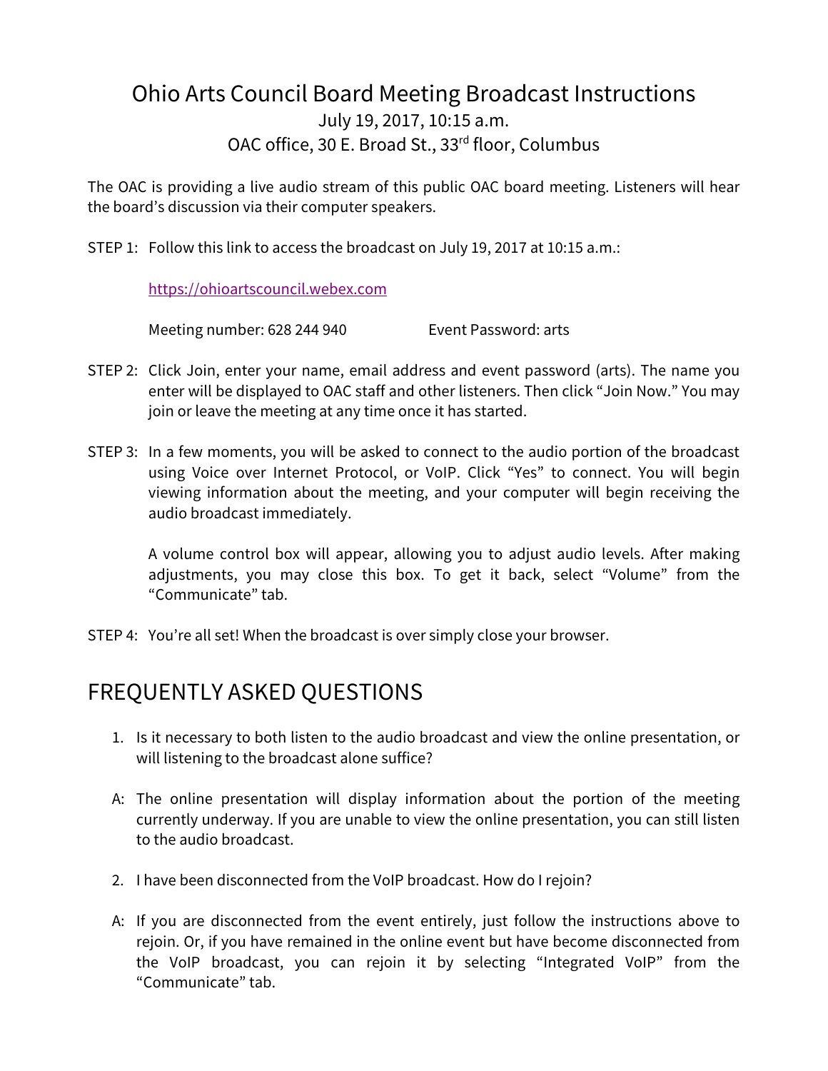# Ohio Arts Council Board Meeting Broadcast Instructions

July 19, 2017, 10:15 a.m.

OAC office, 30 E. Broad St., 33rd floor, Columbus

The OAC is providing a live audio stream of this public OAC board meeting. Listeners will hear the board's discussion via their computer speakers.

STEP 1: Follow this link to access the broadcast on July 19, 2017 at 10:15 a.m.:

https://ohioartscouncil.webex.com

Meeting number: 628 244 940 Event Password: arts

STEP 2: Click Join, enter your name, email address and event password (arts). The name you enter will be displayed to OAC staff and other listeners. Then click "Join Now." You may join or leave the meeting at any time once it has started.

STEP 3: In a few moments, you will be asked to connect to the audio portion of the broadcast using Voice over Internet Protocol, or VoIP. Click "Yes" to connect. You will begin viewing information about the meeting, and your computer will begin receiving the audio broadcast immediately.

A volume control box will appear, allowing you to adjust audio levels. After making adjustments, you may close this box. To get it back, select "Volume" from the "Communicate" tab.

STEP 4: You're all set! When the broadcast is over simply close your browser.

## FREQUENTLY ASKED QUESTIONS

1. Is it necessary to both listen to the audio broadcast and view the online presentation, or will listening to the broadcast alone suffice?

A: The online presentation will display information about the portion of the meeting currently underway. If you are unable to view the online presentation, you can still listen to the audio broadcast.

2. I have been disconnected from the VoIP broadcast. How do I rejoin?

A: If you are disconnected from the event entirely, just follow the instructions above to rejoin. Or, if you have remained in the online event but have become disconnected from the VoIP broadcast, you can rejoin it by selecting "Integrated VoIP" from the "Communicate" tab.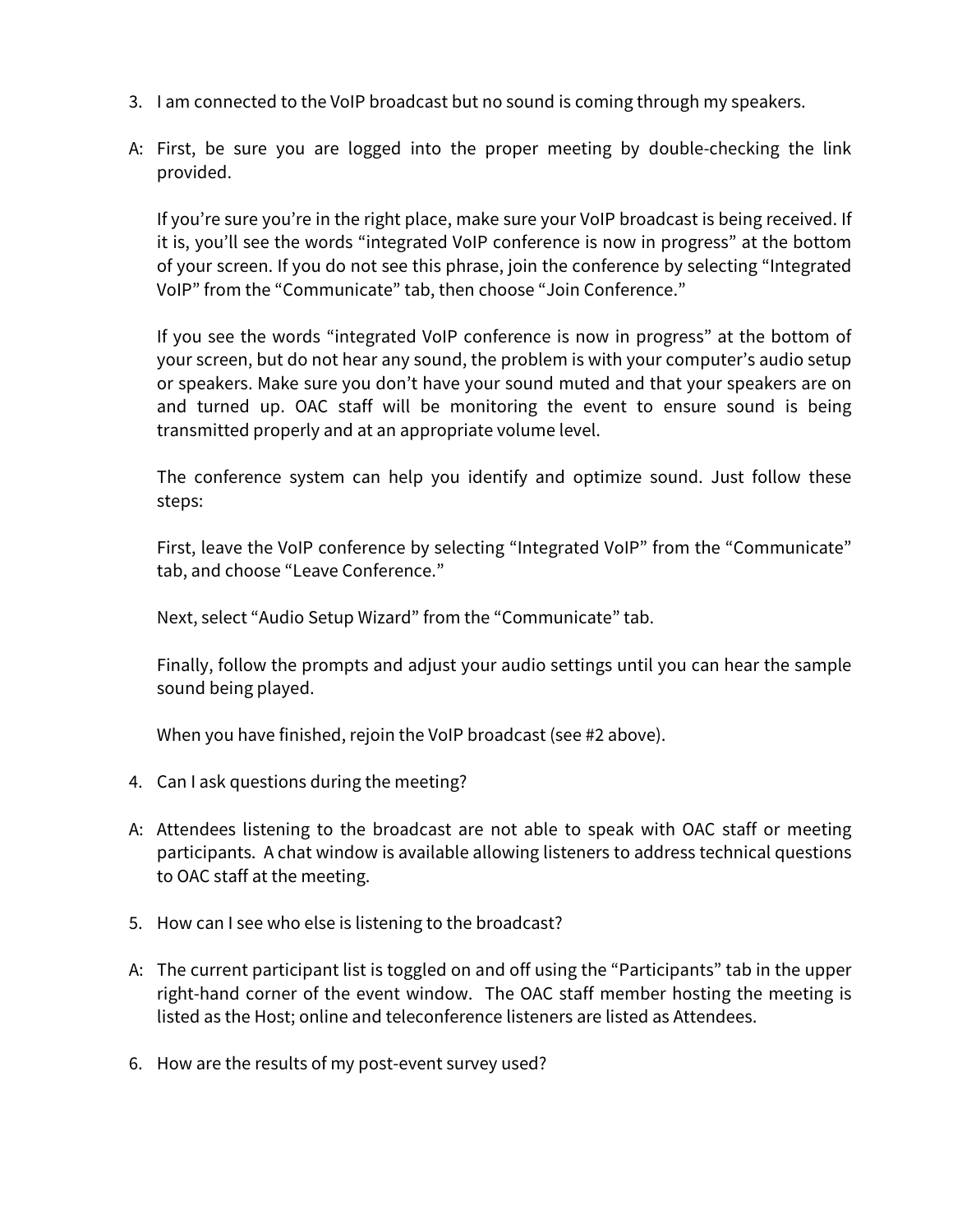3. I am connected to the VoIP broadcast but no sound is coming through my speakers.

A: First, be sure you are logged into the proper meeting by double-checking the link provided.

   If you're sure you're in the right place, make sure your VoIP broadcast is being received. If it is, you'll see the words "integrated VoIP conference is now in progress" at the bottom of your screen. If you do not see this phrase, join the conference by selecting "Integrated VoIP" from the "Communicate" tab, then choose "Join Conference."

   If you see the words "integrated VoIP conference is now in progress" at the bottom of your screen, but do not hear any sound, the problem is with your computer's audio setup or speakers. Make sure you don't have your sound muted and that your speakers are on and turned up. OAC staff will be monitoring the event to ensure sound is being transmitted properly and at an appropriate volume level.

   The conference system can help you identify and optimize sound. Just follow these steps:

   First, leave the VoIP conference by selecting "Integrated VoIP" from the "Communicate" tab, and choose "Leave Conference."

   Next, select "Audio Setup Wizard" from the "Communicate" tab.

   Finally, follow the prompts and adjust your audio settings until you can hear the sample sound being played.

   When you have finished, rejoin the VoIP broadcast (see #2 above).

4. Can I ask questions during the meeting?

A: Attendees listening to the broadcast are not able to speak with OAC staff or meeting participants. A chat window is available allowing listeners to address technical questions to OAC staff at the meeting.

5. How can I see who else is listening to the broadcast?

A: The current participant list is toggled on and off using the "Participants" tab in the upper right-hand corner of the event window. The OAC staff member hosting the meeting is listed as the Host; online and teleconference listeners are listed as Attendees.

6. How are the results of my post-event survey used?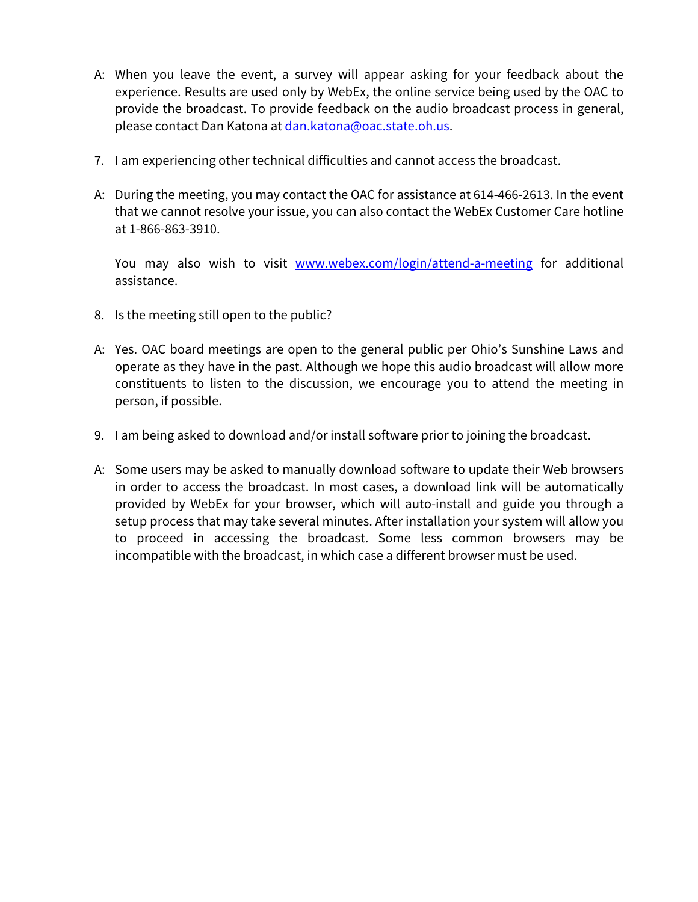A: When you leave the event, a survey will appear asking for your feedback about the experience. Results are used only by WebEx, the online service being used by the OAC to provide the broadcast. To provide feedback on the audio broadcast process in general, please contact Dan Katona at dan.katona@oac.state.oh.us.

7. I am experiencing other technical difficulties and cannot access the broadcast.

A: During the meeting, you may contact the OAC for assistance at 614-466-2613. In the event that we cannot resolve your issue, you can also contact the WebEx Customer Care hotline at 1-866-863-3910.

   You may also wish to visit www.webex.com/login/attend-a-meeting for additional assistance.

8. Is the meeting still open to the public?

A: Yes. OAC board meetings are open to the general public per Ohio's Sunshine Laws and operate as they have in the past. Although we hope this audio broadcast will allow more constituents to listen to the discussion, we encourage you to attend the meeting in person, if possible.

9. I am being asked to download and/or install software prior to joining the broadcast.

A: Some users may be asked to manually download software to update their Web browsers in order to access the broadcast. In most cases, a download link will be automatically provided by WebEx for your browser, which will auto-install and guide you through a setup process that may take several minutes. After installation your system will allow you to proceed in accessing the broadcast. Some less common browsers may be incompatible with the broadcast, in which case a different browser must be used.